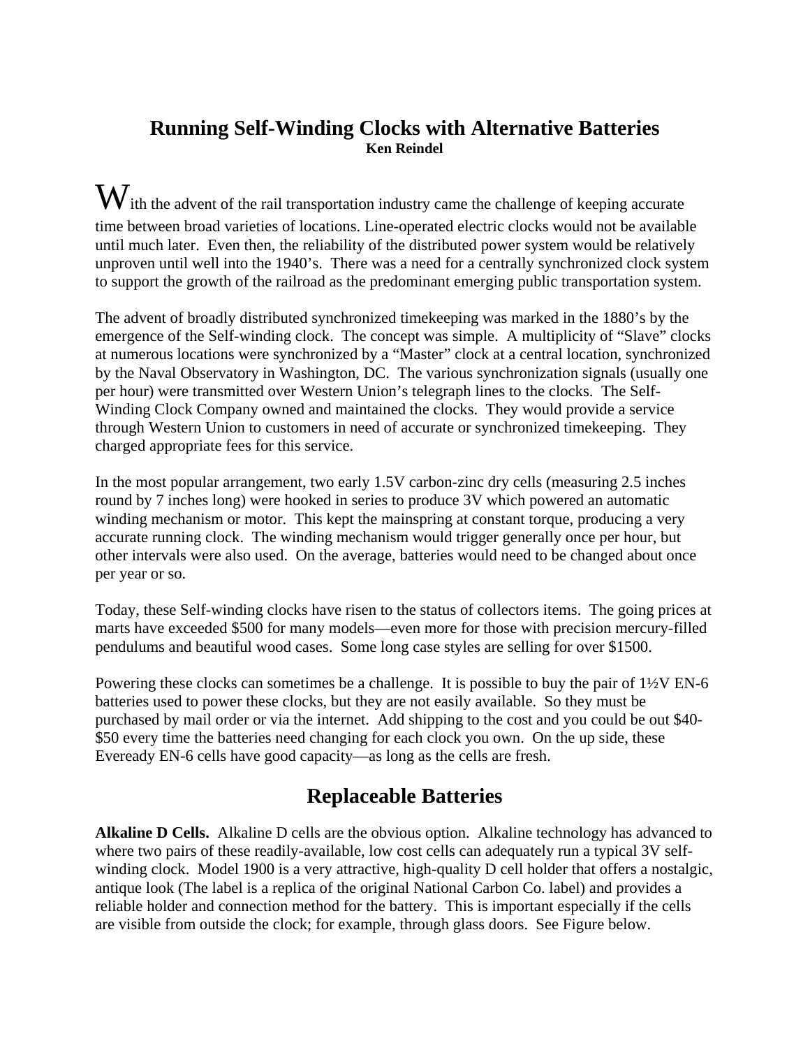# Running Self-Winding Clocks with Alternative Batteries

**Ken Reindel**

With the advent of the rail transportation industry came the challenge of keeping accurate time between broad varieties of locations. Line-operated electric clocks would not be available until much later. Even then, the reliability of the distributed power system would be relatively unproven until well into the 1940's. There was a need for a centrally synchronized clock system to support the growth of the railroad as the predominant emerging public transportation system.

The advent of broadly distributed synchronized timekeeping was marked in the 1880's by the emergence of the Self-winding clock. The concept was simple. A multiplicity of "Slave" clocks at numerous locations were synchronized by a "Master" clock at a central location, synchronized by the Naval Observatory in Washington, DC. The various synchronization signals (usually one per hour) were transmitted over Western Union's telegraph lines to the clocks. The Self-Winding Clock Company owned and maintained the clocks. They would provide a service through Western Union to customers in need of accurate or synchronized timekeeping. They charged appropriate fees for this service.

In the most popular arrangement, two early 1.5V carbon-zinc dry cells (measuring 2.5 inches round by 7 inches long) were hooked in series to produce 3V which powered an automatic winding mechanism or motor. This kept the mainspring at constant torque, producing a very accurate running clock. The winding mechanism would trigger generally once per hour, but other intervals were also used. On the average, batteries would need to be changed about once per year or so.

Today, these Self-winding clocks have risen to the status of collectors items. The going prices at marts have exceeded $500 for many models—even more for those with precision mercury-filled pendulums and beautiful wood cases. Some long case styles are selling for over $1500.

Powering these clocks can sometimes be a challenge. It is possible to buy the pair of 1½V EN-6 batteries used to power these clocks, but they are not easily available. So they must be purchased by mail order or via the internet. Add shipping to the cost and you could be out $40-$50 every time the batteries need changing for each clock you own. On the up side, these Eveready EN-6 cells have good capacity—as long as the cells are fresh.

## Replaceable Batteries

**Alkaline D Cells.** Alkaline D cells are the obvious option. Alkaline technology has advanced to where two pairs of these readily-available, low cost cells can adequately run a typical 3V self-winding clock. Model 1900 is a very attractive, high-quality D cell holder that offers a nostalgic, antique look (The label is a replica of the original National Carbon Co. label) and provides a reliable holder and connection method for the battery. This is important especially if the cells are visible from outside the clock; for example, through glass doors. See Figure below.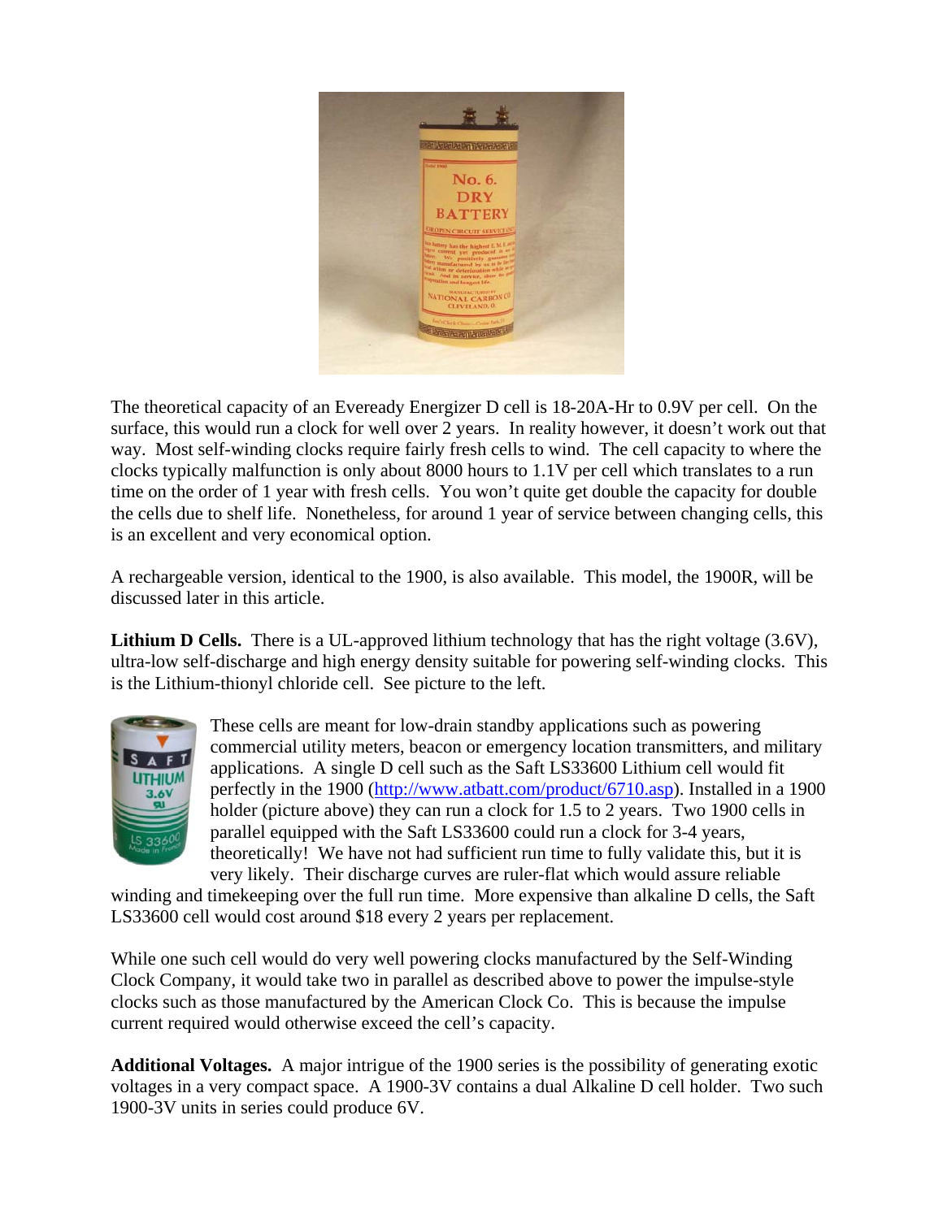The theoretical capacity of an Eveready Energizer D cell is 18-20A-Hr to 0.9V per cell. On the surface, this would run a clock for well over 2 years. In reality however, it doesn't work out that way. Most self-winding clocks require fairly fresh cells to wind. The cell capacity to where the clocks typically malfunction is only about 8000 hours to 1.1V per cell which translates to a run time on the order of 1 year with fresh cells. You won't quite get double the capacity for double the cells due to shelf life. Nonetheless, for around 1 year of service between changing cells, this is an excellent and very economical option.

A rechargeable version, identical to the 1900, is also available. This model, the 1900R, will be discussed later in this article.

**Lithium D Cells.** There is a UL-approved lithium technology that has the right voltage (3.6V), ultra-low self-discharge and high energy density suitable for powering self-winding clocks. This is the Lithium-thionyl chloride cell. See picture to the left.

These cells are meant for low-drain standby applications such as powering commercial utility meters, beacon or emergency location transmitters, and military applications. A single D cell such as the Saft LS33600 Lithium cell would fit perfectly in the 1900 (http://www.atbatt.com/product/6710.asp). Installed in a 1900 holder (picture above) they can run a clock for 1.5 to 2 years. Two 1900 cells in parallel equipped with the Saft LS33600 could run a clock for 3-4 years, theoretically! We have not had sufficient run time to fully validate this, but it is very likely. Their discharge curves are ruler-flat which would assure reliable winding and timekeeping over the full run time. More expensive than alkaline D cells, the Saft LS33600 cell would cost around $18 every 2 years per replacement.

While one such cell would do very well powering clocks manufactured by the Self-Winding Clock Company, it would take two in parallel as described above to power the impulse-style clocks such as those manufactured by the American Clock Co. This is because the impulse current required would otherwise exceed the cell's capacity.

**Additional Voltages.** A major intrigue of the 1900 series is the possibility of generating exotic voltages in a very compact space. A 1900-3V contains a dual Alkaline D cell holder. Two such 1900-3V units in series could produce 6V.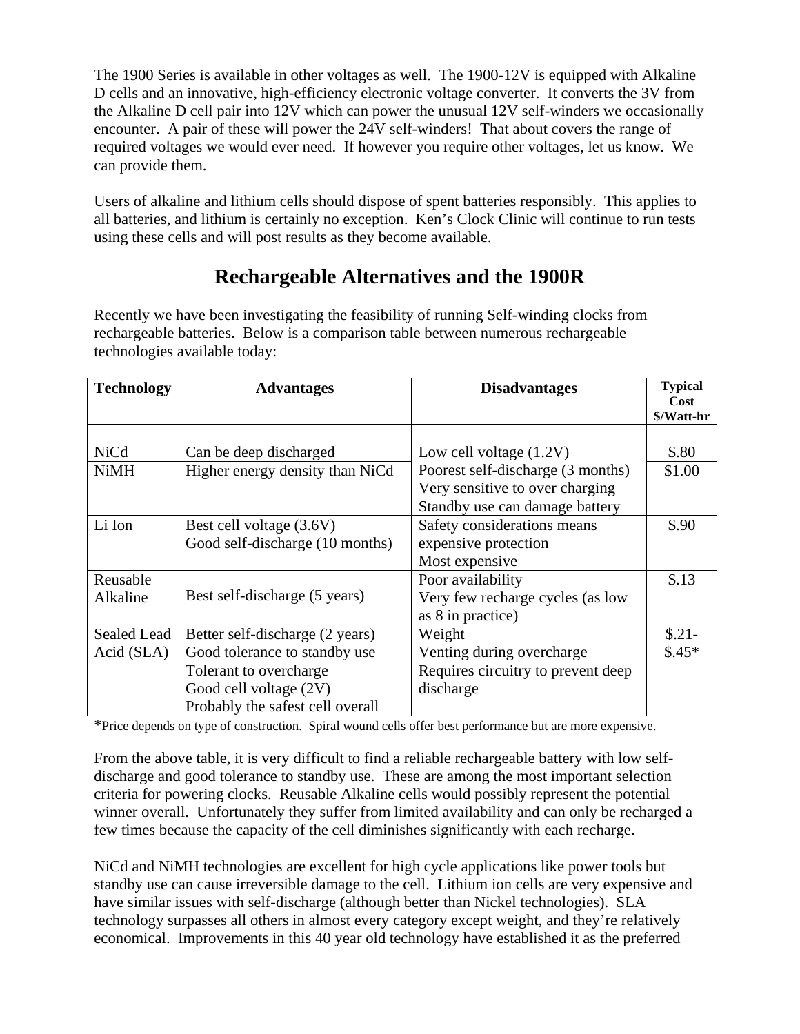The 1900 Series is available in other voltages as well. The 1900-12V is equipped with Alkaline D cells and an innovative, high-efficiency electronic voltage converter. It converts the 3V from the Alkaline D cell pair into 12V which can power the unusual 12V self-winders we occasionally encounter. A pair of these will power the 24V self-winders! That about covers the range of required voltages we would ever need. If however you require other voltages, let us know. We can provide them.

Users of alkaline and lithium cells should dispose of spent batteries responsibly. This applies to all batteries, and lithium is certainly no exception. Ken's Clock Clinic will continue to run tests using these cells and will post results as they become available.

## Rechargeable Alternatives and the 1900R

Recently we have been investigating the feasibility of running Self-winding clocks from rechargeable batteries. Below is a comparison table between numerous rechargeable technologies available today:

| Technology | Advantages | Disadvantages | Typical Cost $/Watt-hr |
|---|---|---|---|
| | | | |
| NiCd | Can be deep discharged | Low cell voltage (1.2V)<br>Poorest self-discharge (3 months)<br>Very sensitive to over charging<br>Standby use can damage battery | $.80 |
| NiMH | Higher energy density than NiCd | | $1.00 |
| Li Ion | Best cell voltage (3.6V)<br>Good self-discharge (10 months) | Safety considerations means expensive protection<br>Most expensive | $.90 |
| Reusable Alkaline | Best self-discharge (5 years) | Poor availability<br>Very few recharge cycles (as low as 8 in practice) | $.13 |
| Sealed Lead Acid (SLA) | Better self-discharge (2 years)<br>Good tolerance to standby use<br>Tolerant to overcharge<br>Good cell voltage (2V)<br>Probably the safest cell overall | Weight<br>Venting during overcharge<br>Requires circuitry to prevent deep discharge | $.21-$.45* |

*Price depends on type of construction. Spiral wound cells offer best performance but are more expensive.

From the above table, it is very difficult to find a reliable rechargeable battery with low self-discharge and good tolerance to standby use. These are among the most important selection criteria for powering clocks. Reusable Alkaline cells would possibly represent the potential winner overall. Unfortunately they suffer from limited availability and can only be recharged a few times because the capacity of the cell diminishes significantly with each recharge.

NiCd and NiMH technologies are excellent for high cycle applications like power tools but standby use can cause irreversible damage to the cell. Lithium ion cells are very expensive and have similar issues with self-discharge (although better than Nickel technologies). SLA technology surpasses all others in almost every category except weight, and they're relatively economical. Improvements in this 40 year old technology have established it as the preferred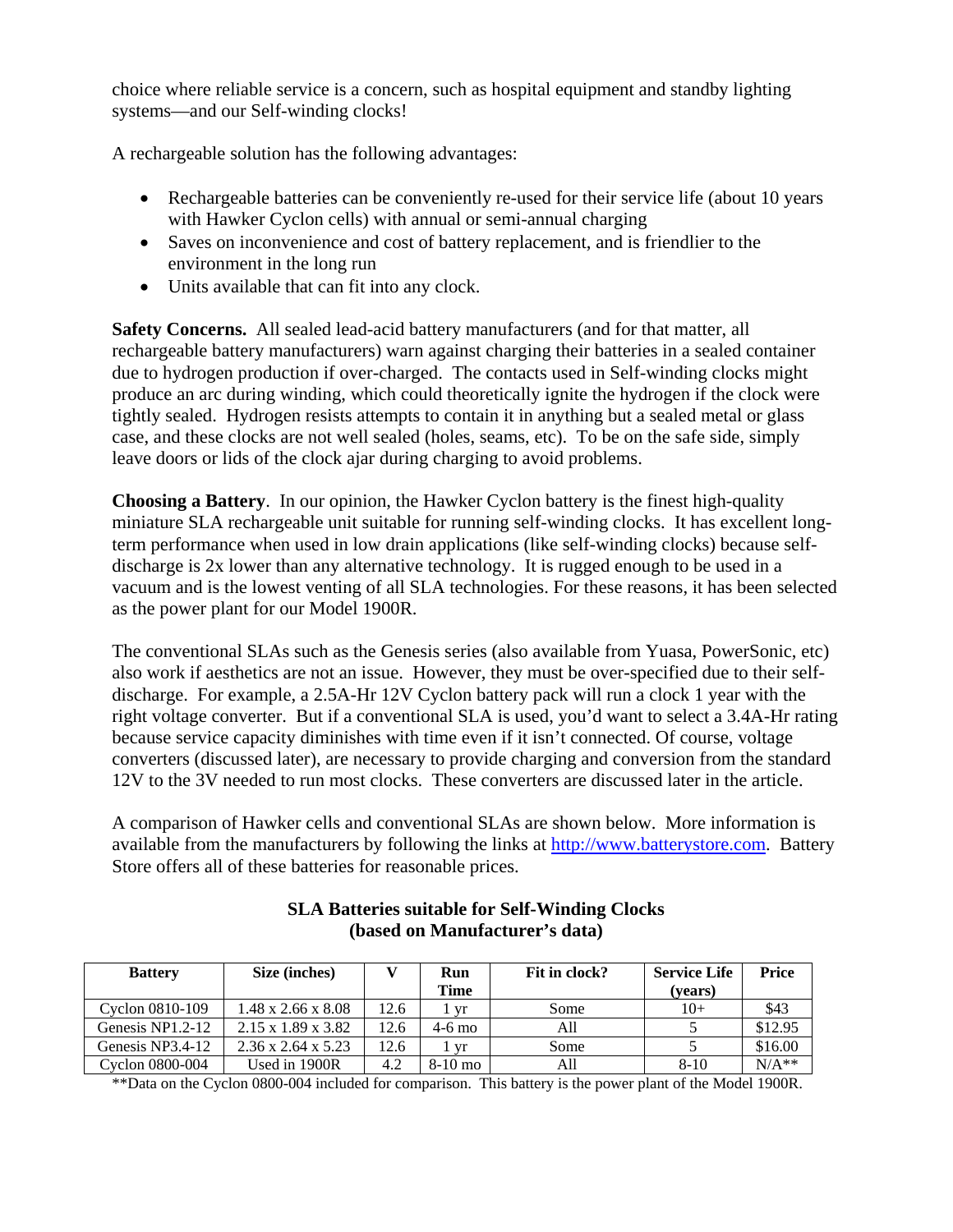choice where reliable service is a concern, such as hospital equipment and standby lighting systems—and our Self-winding clocks!

A rechargeable solution has the following advantages:

- Rechargeable batteries can be conveniently re-used for their service life (about 10 years with Hawker Cyclon cells) with annual or semi-annual charging
- Saves on inconvenience and cost of battery replacement, and is friendlier to the environment in the long run
- Units available that can fit into any clock.

**Safety Concerns.** All sealed lead-acid battery manufacturers (and for that matter, all rechargeable battery manufacturers) warn against charging their batteries in a sealed container due to hydrogen production if over-charged. The contacts used in Self-winding clocks might produce an arc during winding, which could theoretically ignite the hydrogen if the clock were tightly sealed. Hydrogen resists attempts to contain it in anything but a sealed metal or glass case, and these clocks are not well sealed (holes, seams, etc). To be on the safe side, simply leave doors or lids of the clock ajar during charging to avoid problems.

**Choosing a Battery**. In our opinion, the Hawker Cyclon battery is the finest high-quality miniature SLA rechargeable unit suitable for running self-winding clocks. It has excellent long-term performance when used in low drain applications (like self-winding clocks) because self-discharge is 2x lower than any alternative technology. It is rugged enough to be used in a vacuum and is the lowest venting of all SLA technologies. For these reasons, it has been selected as the power plant for our Model 1900R.

The conventional SLAs such as the Genesis series (also available from Yuasa, PowerSonic, etc) also work if aesthetics are not an issue. However, they must be over-specified due to their self-discharge. For example, a 2.5A-Hr 12V Cyclon battery pack will run a clock 1 year with the right voltage converter. But if a conventional SLA is used, you'd want to select a 3.4A-Hr rating because service capacity diminishes with time even if it isn't connected. Of course, voltage converters (discussed later), are necessary to provide charging and conversion from the standard 12V to the 3V needed to run most clocks. These converters are discussed later in the article.

A comparison of Hawker cells and conventional SLAs are shown below. More information is available from the manufacturers by following the links at http://www.batterystore.com. Battery Store offers all of these batteries for reasonable prices.

**SLA Batteries suitable for Self-Winding Clocks (based on Manufacturer's data)**

| Battery | Size (inches) | V | Run Time | Fit in clock? | Service Life (years) | Price |
|---|---|---|---|---|---|---|
| Cyclon 0810-109 | 1.48 x 2.66 x 8.08 | 12.6 | 1 yr | Some | 10+ | $43 |
| Genesis NP1.2-12 | 2.15 x 1.89 x 3.82 | 12.6 | 4-6 mo | All | 5 | $12.95 |
| Genesis NP3.4-12 | 2.36 x 2.64 x 5.23 | 12.6 | 1 yr | Some | 5 | $16.00 |
| Cyclon 0800-004 | Used in 1900R | 4.2 | 8-10 mo | All | 8-10 | N/A** |

**Data on the Cyclon 0800-004 included for comparison. This battery is the power plant of the Model 1900R.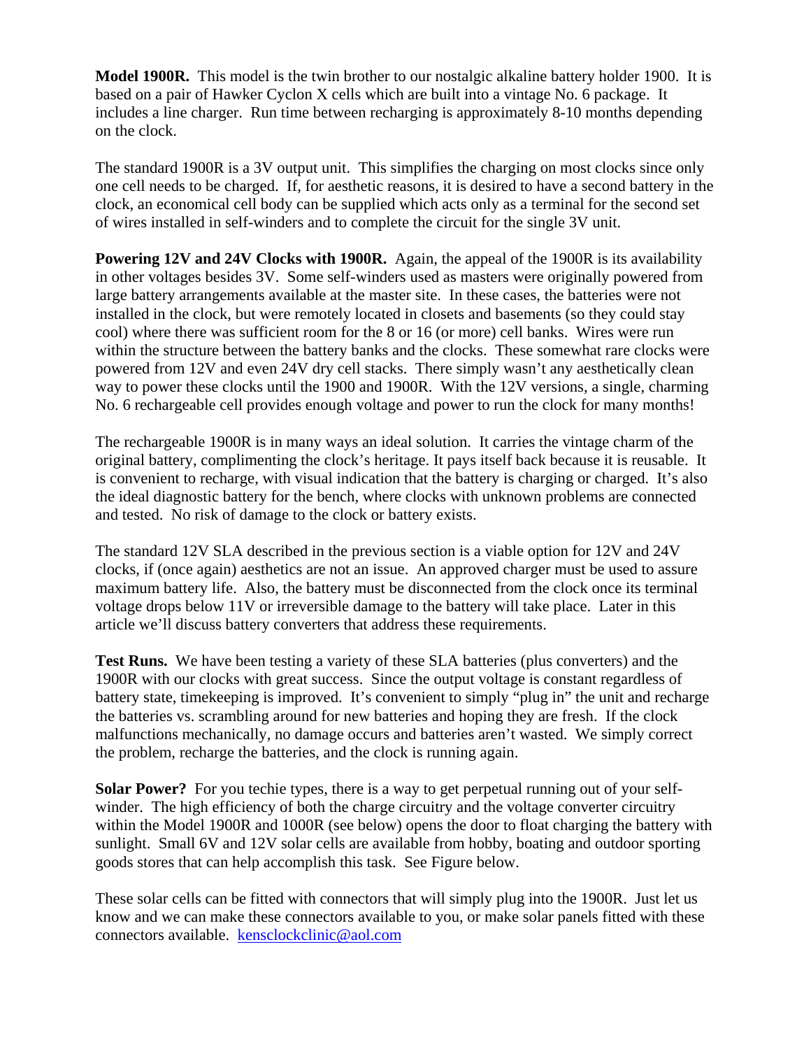**Model 1900R.** This model is the twin brother to our nostalgic alkaline battery holder 1900. It is based on a pair of Hawker Cyclon X cells which are built into a vintage No. 6 package. It includes a line charger. Run time between recharging is approximately 8-10 months depending on the clock.

The standard 1900R is a 3V output unit. This simplifies the charging on most clocks since only one cell needs to be charged. If, for aesthetic reasons, it is desired to have a second battery in the clock, an economical cell body can be supplied which acts only as a terminal for the second set of wires installed in self-winders and to complete the circuit for the single 3V unit.

**Powering 12V and 24V Clocks with 1900R.** Again, the appeal of the 1900R is its availability in other voltages besides 3V. Some self-winders used as masters were originally powered from large battery arrangements available at the master site. In these cases, the batteries were not installed in the clock, but were remotely located in closets and basements (so they could stay cool) where there was sufficient room for the 8 or 16 (or more) cell banks. Wires were run within the structure between the battery banks and the clocks. These somewhat rare clocks were powered from 12V and even 24V dry cell stacks. There simply wasn't any aesthetically clean way to power these clocks until the 1900 and 1900R. With the 12V versions, a single, charming No. 6 rechargeable cell provides enough voltage and power to run the clock for many months!

The rechargeable 1900R is in many ways an ideal solution. It carries the vintage charm of the original battery, complimenting the clock's heritage. It pays itself back because it is reusable. It is convenient to recharge, with visual indication that the battery is charging or charged. It's also the ideal diagnostic battery for the bench, where clocks with unknown problems are connected and tested. No risk of damage to the clock or battery exists.

The standard 12V SLA described in the previous section is a viable option for 12V and 24V clocks, if (once again) aesthetics are not an issue. An approved charger must be used to assure maximum battery life. Also, the battery must be disconnected from the clock once its terminal voltage drops below 11V or irreversible damage to the battery will take place. Later in this article we'll discuss battery converters that address these requirements.

**Test Runs.** We have been testing a variety of these SLA batteries (plus converters) and the 1900R with our clocks with great success. Since the output voltage is constant regardless of battery state, timekeeping is improved. It's convenient to simply "plug in" the unit and recharge the batteries vs. scrambling around for new batteries and hoping they are fresh. If the clock malfunctions mechanically, no damage occurs and batteries aren't wasted. We simply correct the problem, recharge the batteries, and the clock is running again.

**Solar Power?** For you techie types, there is a way to get perpetual running out of your self-winder. The high efficiency of both the charge circuitry and the voltage converter circuitry within the Model 1900R and 1000R (see below) opens the door to float charging the battery with sunlight. Small 6V and 12V solar cells are available from hobby, boating and outdoor sporting goods stores that can help accomplish this task. See Figure below.

These solar cells can be fitted with connectors that will simply plug into the 1900R. Just let us know and we can make these connectors available to you, or make solar panels fitted with these connectors available. kensclockclinic@aol.com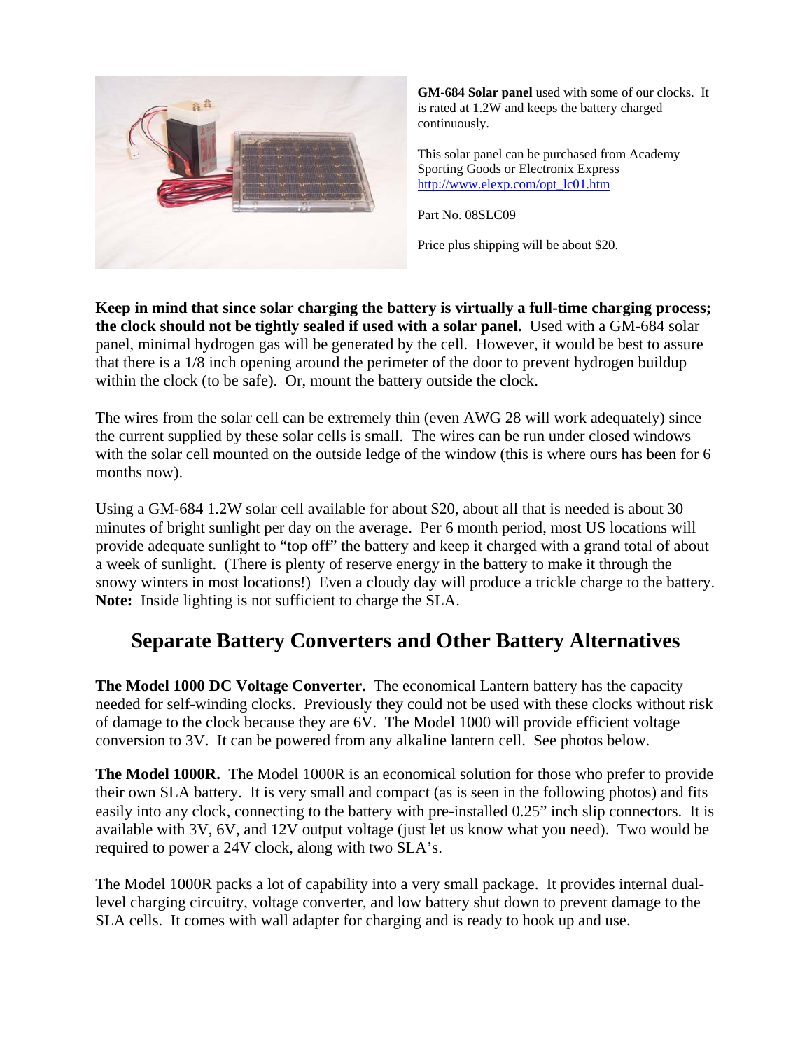**GM-684 Solar panel** used with some of our clocks. It is rated at 1.2W and keeps the battery charged continuously.

This solar panel can be purchased from Academy Sporting Goods or Electronix Express http://www.elexp.com/opt_lc01.htm

Part No. 08SLC09

Price plus shipping will be about $20.

**Keep in mind that since solar charging the battery is virtually a full-time charging process; the clock should not be tightly sealed if used with a solar panel.** Used with a GM-684 solar panel, minimal hydrogen gas will be generated by the cell. However, it would be best to assure that there is a 1/8 inch opening around the perimeter of the door to prevent hydrogen buildup within the clock (to be safe). Or, mount the battery outside the clock.

The wires from the solar cell can be extremely thin (even AWG 28 will work adequately) since the current supplied by these solar cells is small. The wires can be run under closed windows with the solar cell mounted on the outside ledge of the window (this is where ours has been for 6 months now).

Using a GM-684 1.2W solar cell available for about $20, about all that is needed is about 30 minutes of bright sunlight per day on the average. Per 6 month period, most US locations will provide adequate sunlight to "top off" the battery and keep it charged with a grand total of about a week of sunlight. (There is plenty of reserve energy in the battery to make it through the snowy winters in most locations!) Even a cloudy day will produce a trickle charge to the battery. **Note:** Inside lighting is not sufficient to charge the SLA.

## Separate Battery Converters and Other Battery Alternatives

**The Model 1000 DC Voltage Converter.** The economical Lantern battery has the capacity needed for self-winding clocks. Previously they could not be used with these clocks without risk of damage to the clock because they are 6V. The Model 1000 will provide efficient voltage conversion to 3V. It can be powered from any alkaline lantern cell. See photos below.

**The Model 1000R.** The Model 1000R is an economical solution for those who prefer to provide their own SLA battery. It is very small and compact (as is seen in the following photos) and fits easily into any clock, connecting to the battery with pre-installed 0.25" inch slip connectors. It is available with 3V, 6V, and 12V output voltage (just let us know what you need). Two would be required to power a 24V clock, along with two SLA's.

The Model 1000R packs a lot of capability into a very small package. It provides internal dual-level charging circuitry, voltage converter, and low battery shut down to prevent damage to the SLA cells. It comes with wall adapter for charging and is ready to hook up and use.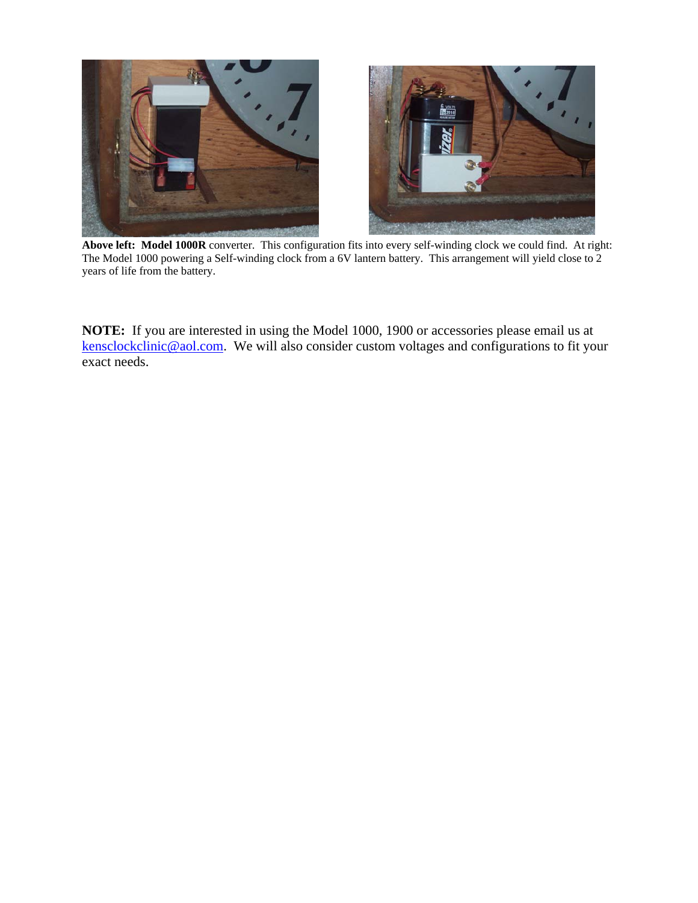**Above left: Model 1000R** converter. This configuration fits into every self-winding clock we could find. At right: The Model 1000 powering a Self-winding clock from a 6V lantern battery. This arrangement will yield close to 2 years of life from the battery.

**NOTE:** If you are interested in using the Model 1000, 1900 or accessories please email us at kensclockclinic@aol.com. We will also consider custom voltages and configurations to fit your exact needs.